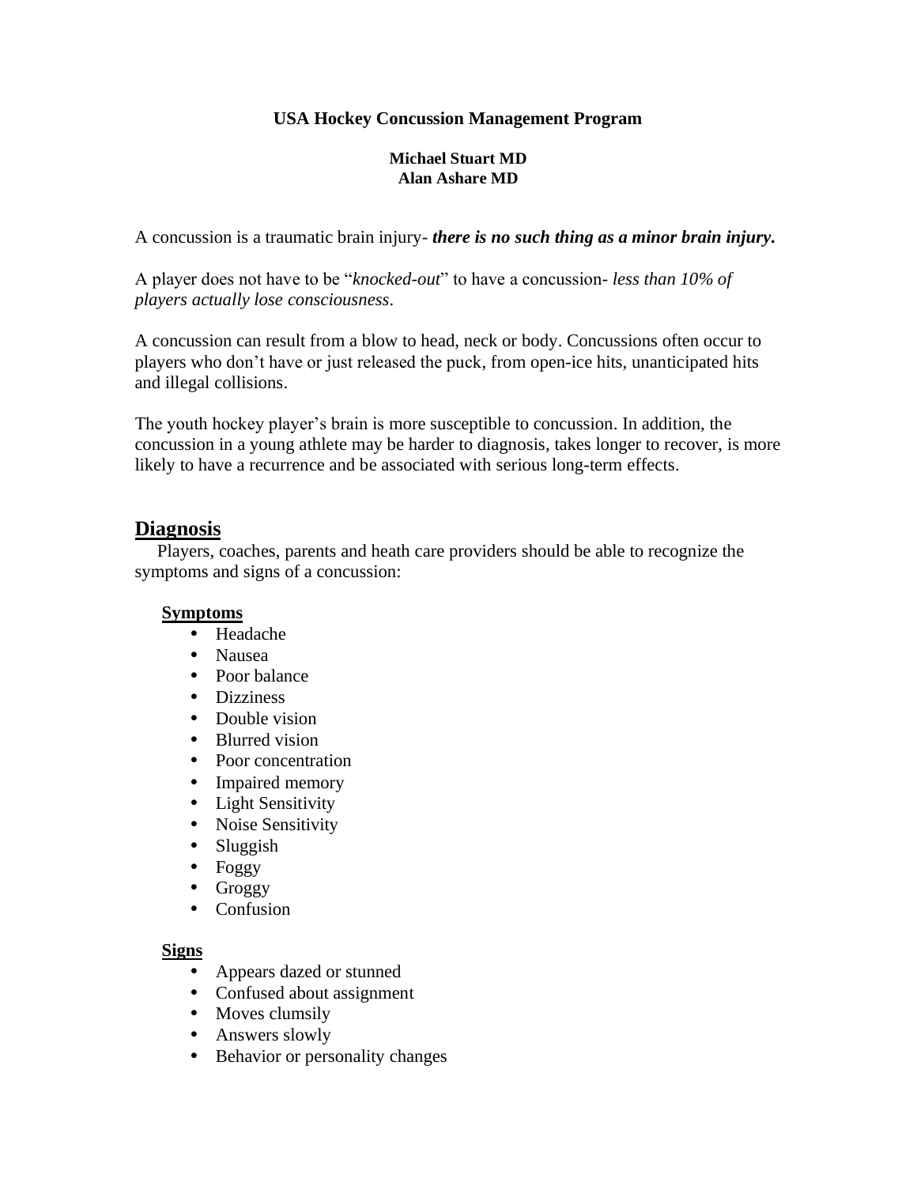# USA Hockey Concussion Management Program

**Michael Stuart MD**
**Alan Ashare MD**

A concussion is a traumatic brain injury- ***there is no such thing as a minor brain injury.***

A player does not have to be "*knocked-out*" to have a concussion- *less than 10% of players actually lose consciousness*.

A concussion can result from a blow to head, neck or body. Concussions often occur to players who don't have or just released the puck, from open-ice hits, unanticipated hits and illegal collisions.

The youth hockey player's brain is more susceptible to concussion. In addition, the concussion in a young athlete may be harder to diagnosis, takes longer to recover, is more likely to have a recurrence and be associated with serious long-term effects.

## Diagnosis

Players, coaches, parents and heath care providers should be able to recognize the symptoms and signs of a concussion:

### Symptoms

- Headache
- Nausea
- Poor balance
- Dizziness
- Double vision
- Blurred vision
- Poor concentration
- Impaired memory
- Light Sensitivity
- Noise Sensitivity
- Sluggish
- Foggy
- Groggy
- Confusion

### Signs

- Appears dazed or stunned
- Confused about assignment
- Moves clumsily
- Answers slowly
- Behavior or personality changes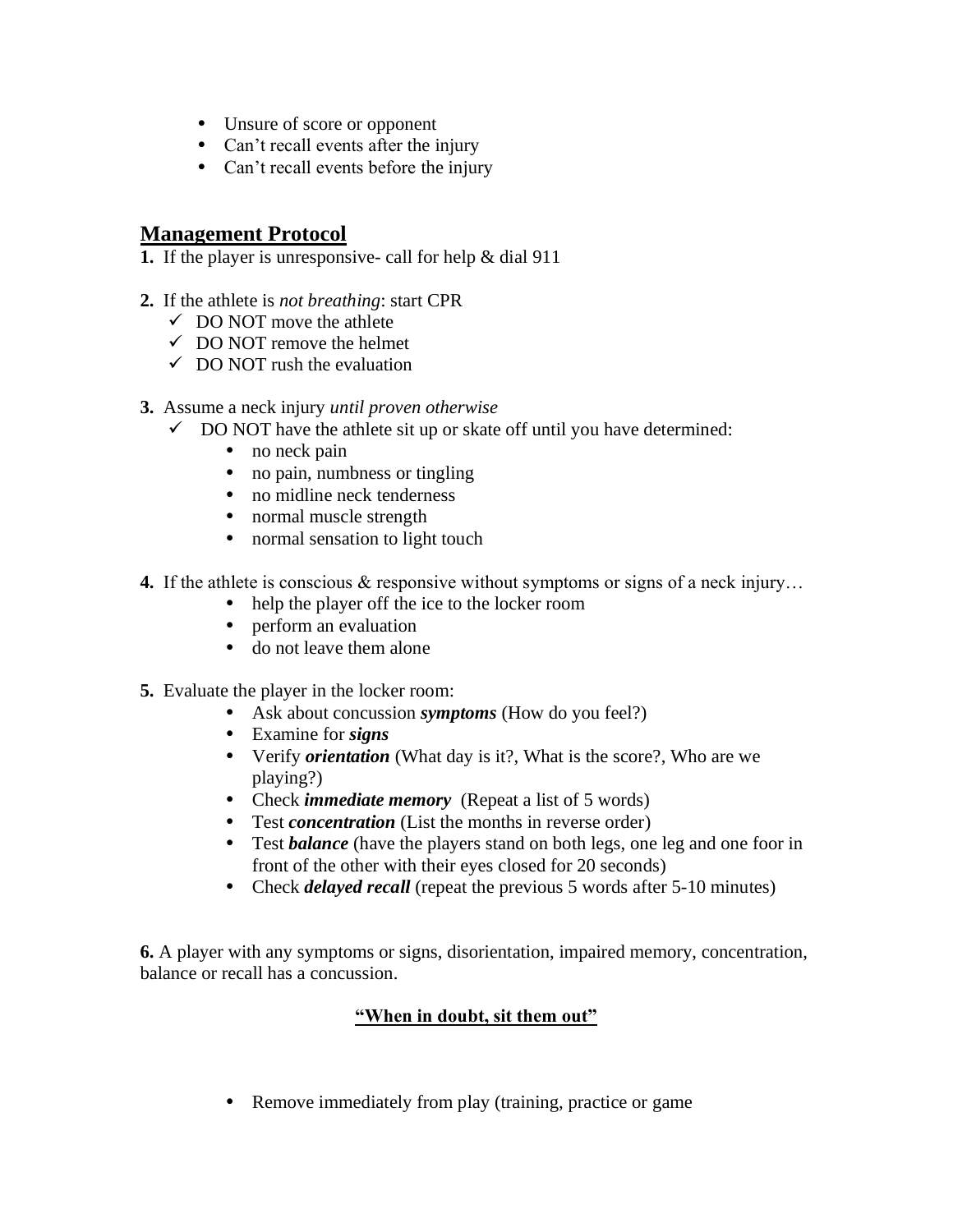- Unsure of score or opponent
- Can't recall events after the injury
- Can't recall events before the injury

## Management Protocol

**1.** If the player is unresponsive- call for help & dial 911

**2.** If the athlete is *not breathing*: start CPR

- ✓ DO NOT move the athlete
- ✓ DO NOT remove the helmet
- ✓ DO NOT rush the evaluation

**3.** Assume a neck injury *until proven otherwise*

- ✓ DO NOT have the athlete sit up or skate off until you have determined:
    - no neck pain
    - no pain, numbness or tingling
    - no midline neck tenderness
    - normal muscle strength
    - normal sensation to light touch

**4.** If the athlete is conscious & responsive without symptoms or signs of a neck injury…

- help the player off the ice to the locker room
- perform an evaluation
- do not leave them alone

**5.** Evaluate the player in the locker room:

- Ask about concussion ***symptoms*** (How do you feel?)
- Examine for ***signs***
- Verify ***orientation*** (What day is it?, What is the score?, Who are we playing?)
- Check ***immediate memory*** (Repeat a list of 5 words)
- Test ***concentration*** (List the months in reverse order)
- Test ***balance*** (have the players stand on both legs, one leg and one foor in front of the other with their eyes closed for 20 seconds)
- Check ***delayed recall*** (repeat the previous 5 words after 5-10 minutes)

**6.** A player with any symptoms or signs, disorientation, impaired memory, concentration, balance or recall has a concussion.

**"When in doubt, sit them out"**

- Remove immediately from play (training, practice or game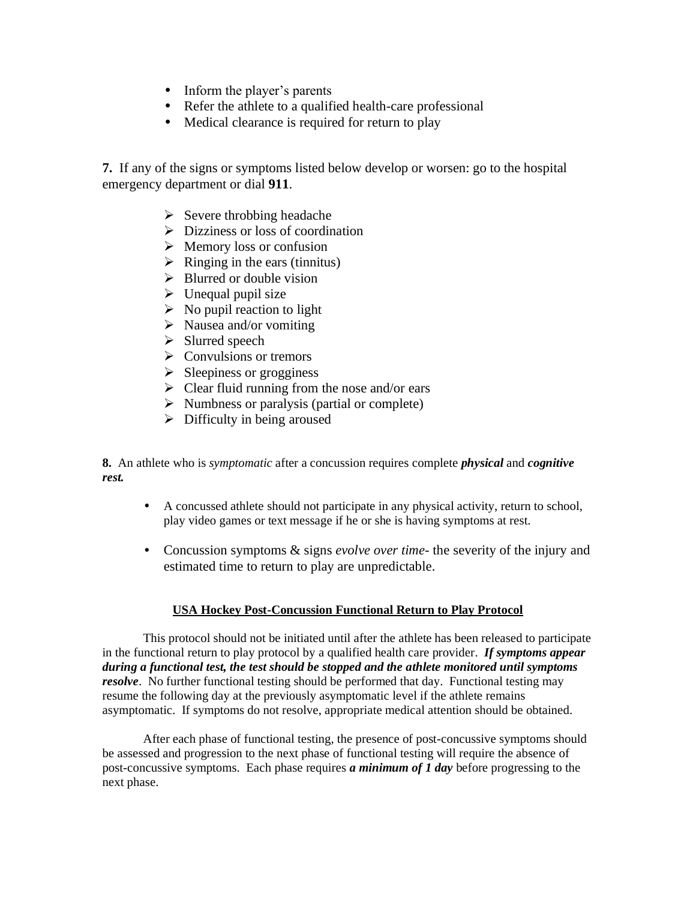- Inform the player's parents
- Refer the athlete to a qualified health-care professional
- Medical clearance is required for return to play

**7.** If any of the signs or symptoms listed below develop or worsen: go to the hospital emergency department or dial **911**.

- Severe throbbing headache
- Dizziness or loss of coordination
- Memory loss or confusion
- Ringing in the ears (tinnitus)
- Blurred or double vision
- Unequal pupil size
- No pupil reaction to light
- Nausea and/or vomiting
- Slurred speech
- Convulsions or tremors
- Sleepiness or grogginess
- Clear fluid running from the nose and/or ears
- Numbness or paralysis (partial or complete)
- Difficulty in being aroused

**8.** An athlete who is *symptomatic* after a concussion requires complete ***physical*** and ***cognitive rest.***

- A concussed athlete should not participate in any physical activity, return to school, play video games or text message if he or she is having symptoms at rest.
- Concussion symptoms & signs *evolve over time*- the severity of the injury and estimated time to return to play are unpredictable.

## USA Hockey Post-Concussion Functional Return to Play Protocol

This protocol should not be initiated until after the athlete has been released to participate in the functional return to play protocol by a qualified health care provider. ***If symptoms appear during a functional test, the test should be stopped and the athlete monitored until symptoms resolve***. No further functional testing should be performed that day. Functional testing may resume the following day at the previously asymptomatic level if the athlete remains asymptomatic. If symptoms do not resolve, appropriate medical attention should be obtained.

After each phase of functional testing, the presence of post-concussive symptoms should be assessed and progression to the next phase of functional testing will require the absence of post-concussive symptoms. Each phase requires ***a minimum of 1 day*** before progressing to the next phase.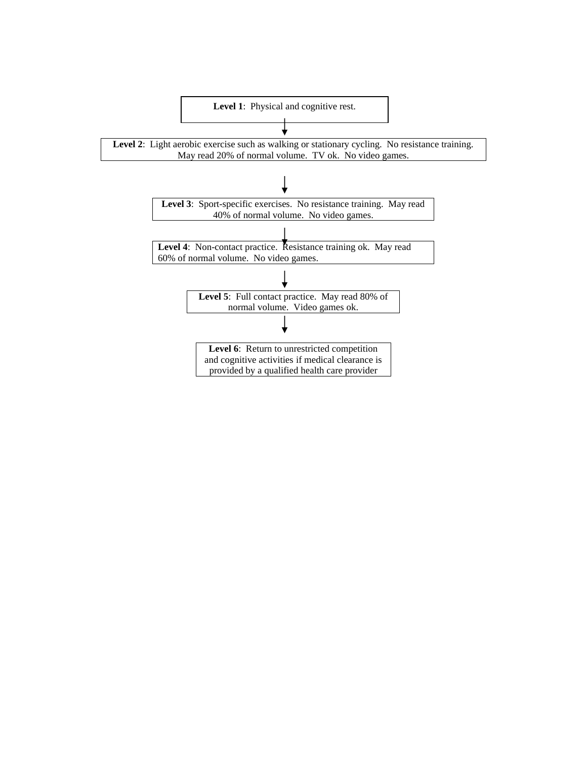**Level 1**: Physical and cognitive rest.

↓

**Level 2**: Light aerobic exercise such as walking or stationary cycling. No resistance training. May read 20% of normal volume. TV ok. No video games.

↓

**Level 3**: Sport-specific exercises. No resistance training. May read 40% of normal volume. No video games.

↓

**Level 4**: Non-contact practice. Resistance training ok. May read 60% of normal volume. No video games.

↓

**Level 5**: Full contact practice. May read 80% of normal volume. Video games ok.

↓

**Level 6**: Return to unrestricted competition and cognitive activities if medical clearance is provided by a qualified health care provider